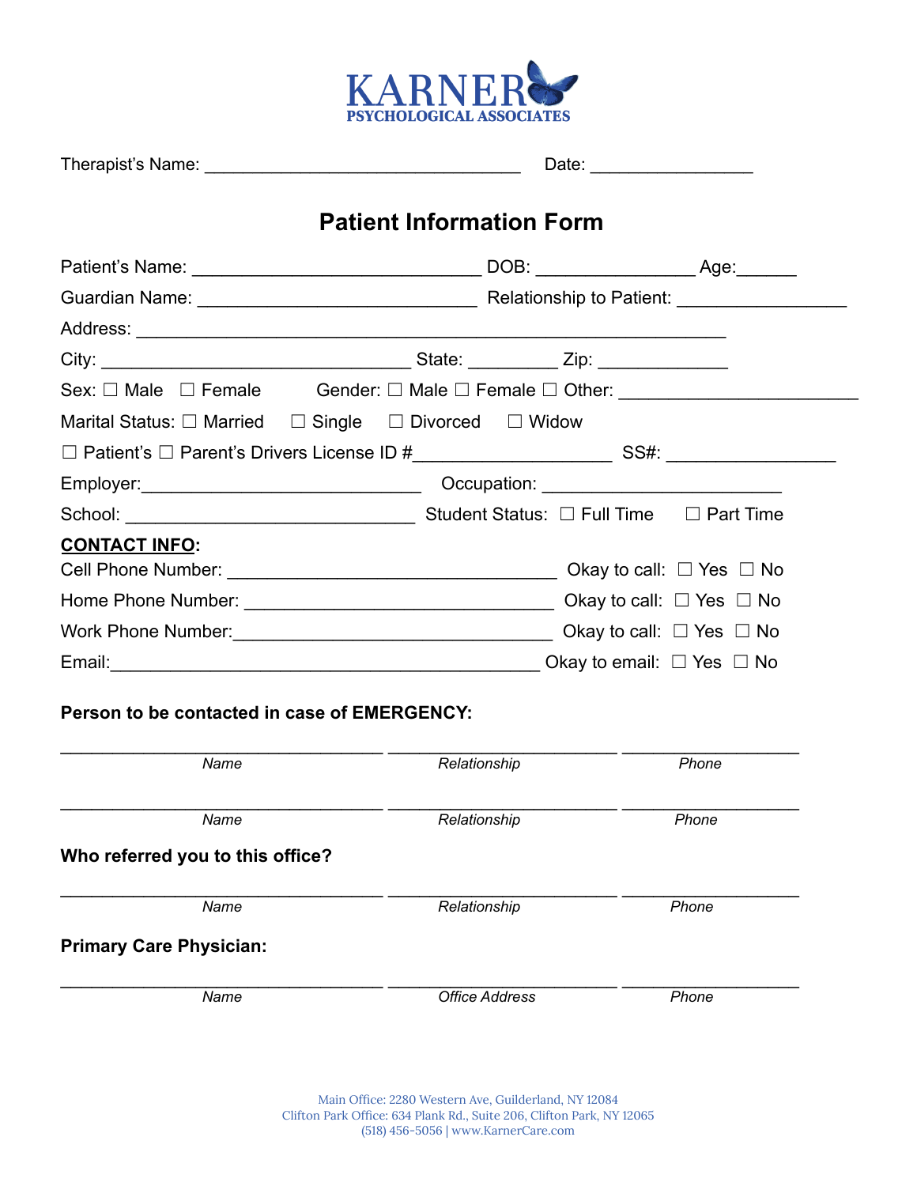KARNER
PSYCHOLOGICAL ASSOCIATES

Therapist's Name: ______________________________ Date: _______________

# Patient Information Form

Patient's Name: ___________________________ DOB: ______________ Age:______

Guardian Name: __________________________ Relationship to Patient: ________________

Address: _______________________________________________________

City: _____________________________ State: ________ Zip: ____________

Sex: ☐ Male ☐ Female Gender: ☐ Male ☐ Female ☐ Other: ______________________

Marital Status: ☐ Married ☐ Single ☐ Divorced ☐ Widow

☐ Patient's ☐ Parent's Drivers License ID #__________________ SS#: ________________

Employer:__________________________ Occupation: ______________________

School: ___________________________ Student Status: ☐ Full Time ☐ Part Time

**CONTACT INFO:**

Cell Phone Number: _______________________________ Okay to call: ☐ Yes ☐ No

Home Phone Number: _____________________________ Okay to call: ☐ Yes ☐ No

Work Phone Number:______________________________ Okay to call: ☐ Yes ☐ No

Email:________________________________________ Okay to email: ☐ Yes ☐ No

**Person to be contacted in case of EMERGENCY:**

______________________________ ______________________ _________________
*Name* *Relationship* *Phone*

______________________________ ______________________ _________________
*Name* *Relationship* *Phone*

**Who referred you to this office?**

______________________________ ______________________ _________________
*Name* *Relationship* *Phone*

**Primary Care Physician:**

______________________________ ______________________ _________________
*Name* *Office Address* *Phone*

Main Office: 2280 Western Ave, Guilderland, NY 12084
Clifton Park Office: 634 Plank Rd., Suite 206, Clifton Park, NY 12065
(518) 456-5056 | www.KarnerCare.com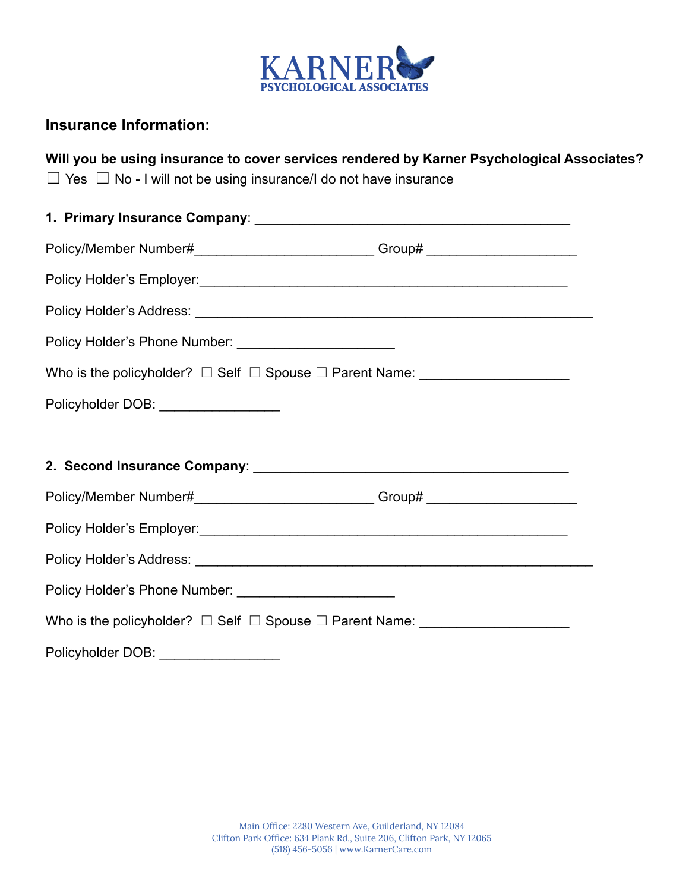KARNER
PSYCHOLOGICAL ASSOCIATES

## Insurance Information:

**Will you be using insurance to cover services rendered by Karner Psychological Associates?**

☐ Yes ☐ No - I will not be using insurance/I do not have insurance

**1. Primary Insurance Company**: ________________________________________

Policy/Member Number#______________________ Group# ___________________

Policy Holder's Employer:______________________________________________

Policy Holder's Address: ________________________________________________

Policy Holder's Phone Number: ____________________

Who is the policyholder? ☐ Self ☐ Spouse ☐ Parent Name: ___________________

Policyholder DOB: _______________

**2. Second Insurance Company**: ________________________________________

Policy/Member Number#______________________ Group# ___________________

Policy Holder's Employer:______________________________________________

Policy Holder's Address: ________________________________________________

Policy Holder's Phone Number: ____________________

Who is the policyholder? ☐ Self ☐ Spouse ☐ Parent Name: ___________________

Policyholder DOB: _______________

Main Office: 2280 Western Ave, Guilderland, NY 12084
Clifton Park Office: 634 Plank Rd., Suite 206, Clifton Park, NY 12065
(518) 456-5056 | www.KarnerCare.com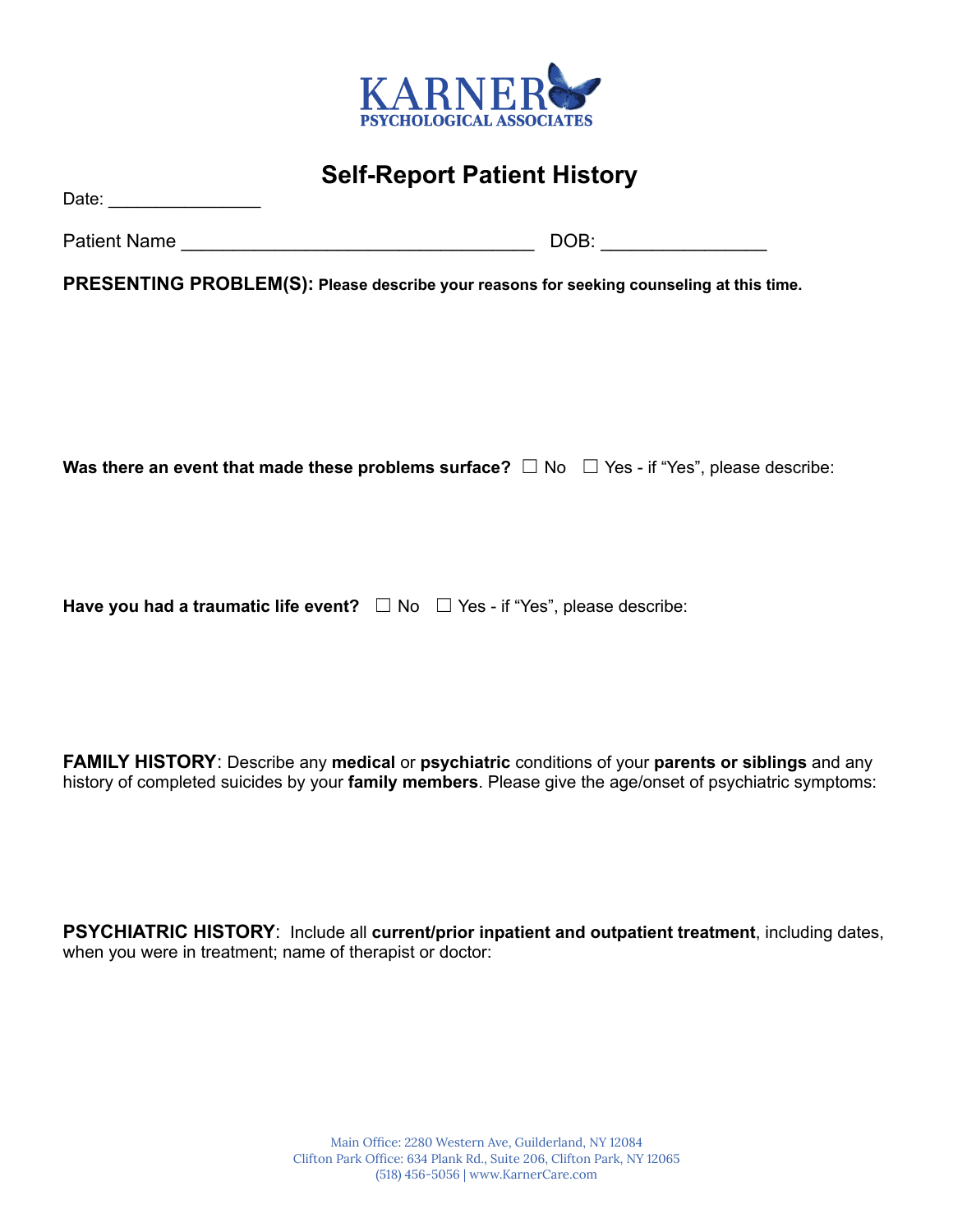KARNER
PSYCHOLOGICAL ASSOCIATES

# Self-Report Patient History

Date: _______________

Patient Name __________________________________ DOB: ________________

**PRESENTING PROBLEM(S): Please describe your reasons for seeking counseling at this time.**

**Was there an event that made these problems surface?** ☐ No ☐ Yes - if "Yes", please describe:

**Have you had a traumatic life event?** ☐ No ☐ Yes - if "Yes", please describe:

**FAMILY HISTORY**: Describe any **medical** or **psychiatric** conditions of your **parents or siblings** and any history of completed suicides by your **family members**. Please give the age/onset of psychiatric symptoms:

**PSYCHIATRIC HISTORY**: Include all **current/prior inpatient and outpatient treatment**, including dates, when you were in treatment; name of therapist or doctor:

Main Office: 2280 Western Ave, Guilderland, NY 12084
Clifton Park Office: 634 Plank Rd., Suite 206, Clifton Park, NY 12065
(518) 456-5056 | www.KarnerCare.com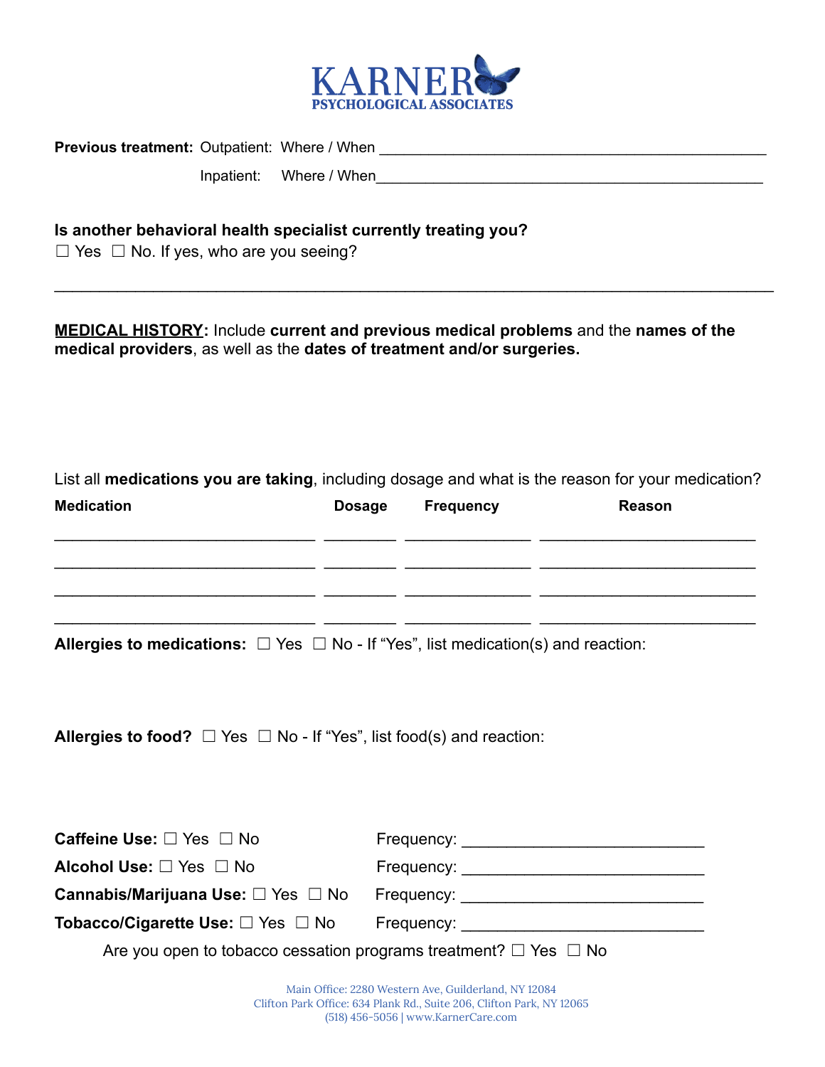**KARNER**
**PSYCHOLOGICAL ASSOCIATES**

**Previous treatment:** Outpatient: Where / When ______________________________________________

Inpatient: Where / When______________________________________________

**Is another behavioral health specialist currently treating you?**
☐ Yes ☐ No. If yes, who are you seeing?

______________________________________________________________________________

**MEDICAL HISTORY:** Include **current and previous medical problems** and the **names of the medical providers**, as well as the **dates of treatment and/or surgeries.**

List all **medications you are taking**, including dosage and what is the reason for your medication?

| Medication | Dosage | Frequency | Reason |
|---|---|---|---|
| ____________________________ | ________ | ______________ | _______________________ |
| ____________________________ | ________ | ______________ | _______________________ |
| ____________________________ | ________ | ______________ | _______________________ |
| ____________________________ | ________ | ______________ | _______________________ |

**Allergies to medications:** ☐ Yes ☐ No - If "Yes", list medication(s) and reaction:

**Allergies to food?** ☐ Yes ☐ No - If "Yes", list food(s) and reaction:

**Caffeine Use:** ☐ Yes ☐ No Frequency: __________________________

**Alcohol Use:** ☐ Yes ☐ No Frequency: __________________________

**Cannabis/Marijuana Use:** ☐ Yes ☐ No Frequency: __________________________

**Tobacco/Cigarette Use:** ☐ Yes ☐ No Frequency: __________________________

Are you open to tobacco cessation programs treatment? ☐ Yes ☐ No

Main Office: 2280 Western Ave, Guilderland, NY 12084
Clifton Park Office: 634 Plank Rd., Suite 206, Clifton Park, NY 12065
(518) 456-5056 | www.KarnerCare.com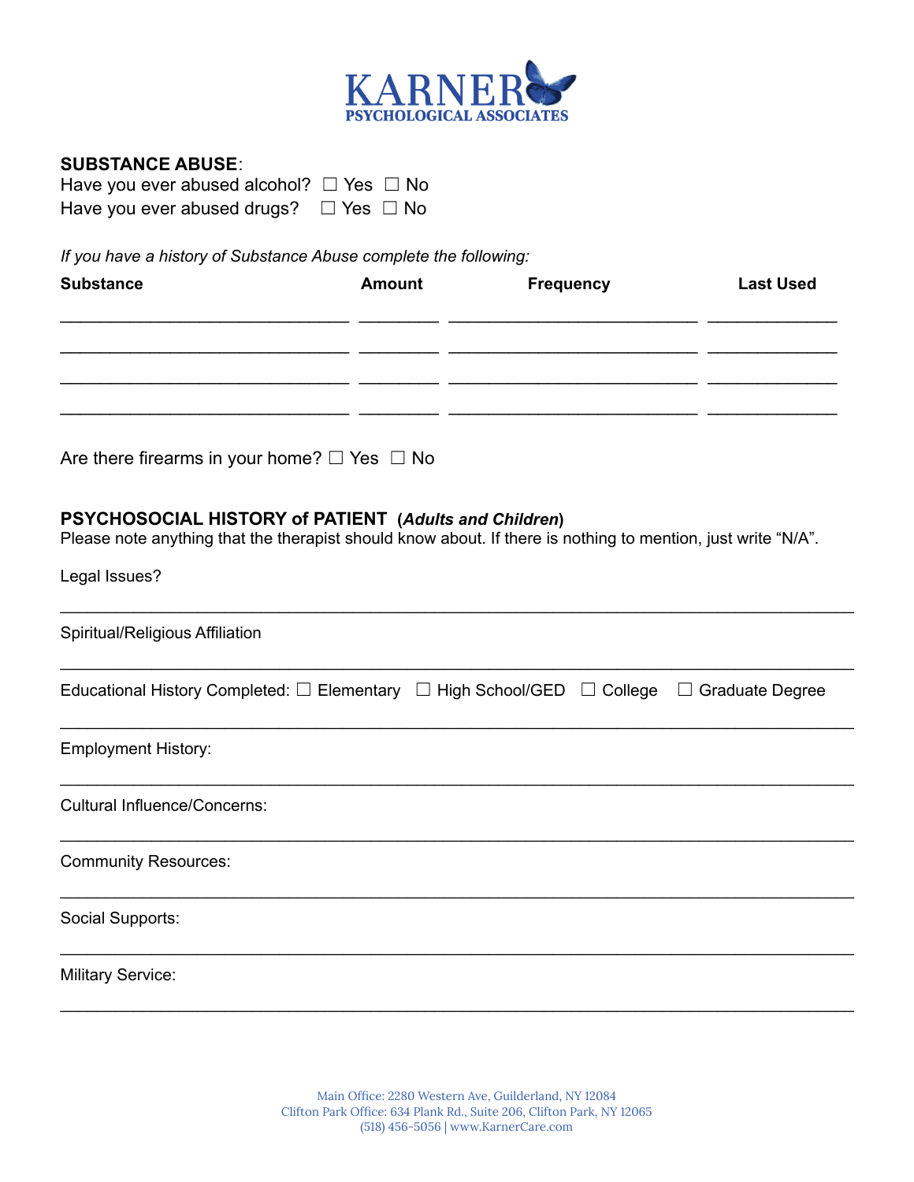**SUBSTANCE ABUSE**:

Have you ever abused alcohol? ☐ Yes ☐ No

Have you ever abused drugs? ☐ Yes ☐ No

*If you have a history of Substance Abuse complete the following:*

| Substance | Amount | Frequency | Last Used |
|---|---|---|---|
| | | | |
| | | | |
| | | | |
| | | | |

Are there firearms in your home? ☐ Yes ☐ No

**PSYCHOSOCIAL HISTORY of PATIENT (*Adults and Children*)**

Please note anything that the therapist should know about. If there is nothing to mention, just write "N/A".

Legal Issues?

_______________________________________________

Spiritual/Religious Affiliation

_______________________________________________

Educational History Completed: ☐ Elementary ☐ High School/GED ☐ College ☐ Graduate Degree

_______________________________________________

Employment History:

_______________________________________________

Cultural Influence/Concerns:

_______________________________________________

Community Resources:

_______________________________________________

Social Supports:

_______________________________________________

Military Service:

_______________________________________________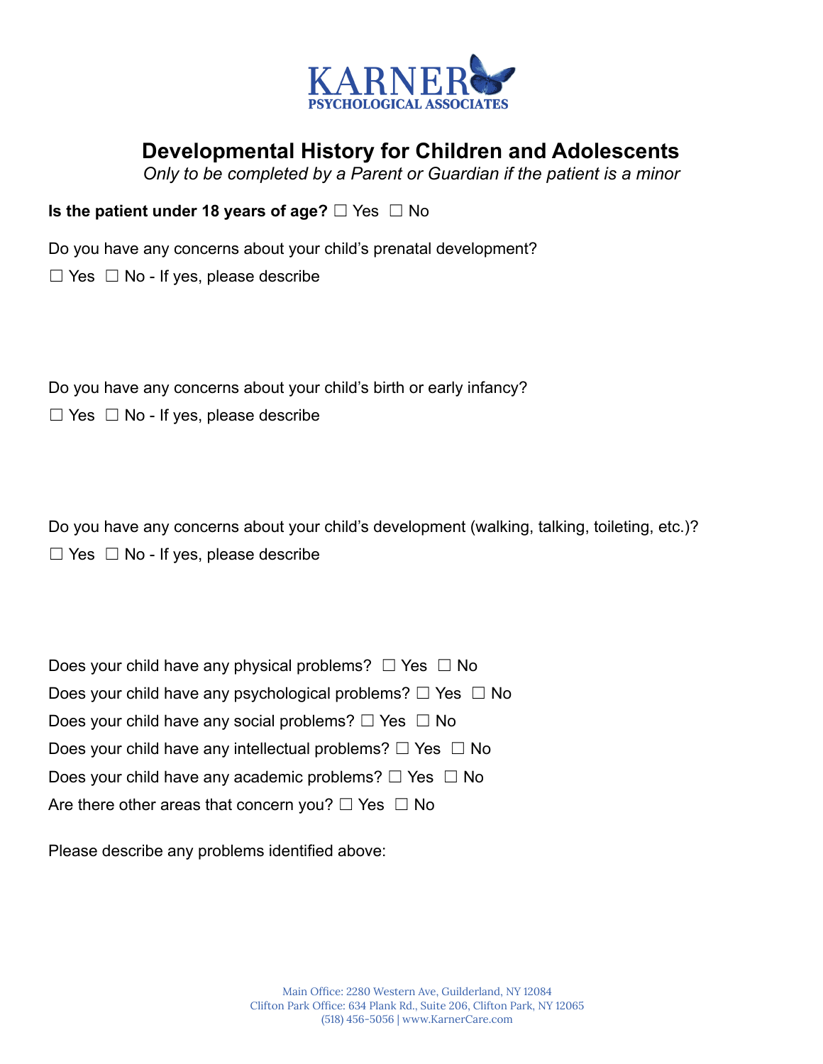# Developmental History for Children and Adolescents

*Only to be completed by a Parent or Guardian if the patient is a minor*

**Is the patient under 18 years of age?** ☐ Yes ☐ No

Do you have any concerns about your child's prenatal development?

☐ Yes ☐ No - If yes, please describe

Do you have any concerns about your child's birth or early infancy?

☐ Yes ☐ No - If yes, please describe

Do you have any concerns about your child's development (walking, talking, toileting, etc.)?

☐ Yes ☐ No - If yes, please describe

Does your child have any physical problems? ☐ Yes ☐ No

Does your child have any psychological problems? ☐ Yes ☐ No

Does your child have any social problems? ☐ Yes ☐ No

Does your child have any intellectual problems? ☐ Yes ☐ No

Does your child have any academic problems? ☐ Yes ☐ No

Are there other areas that concern you? ☐ Yes ☐ No

Please describe any problems identified above: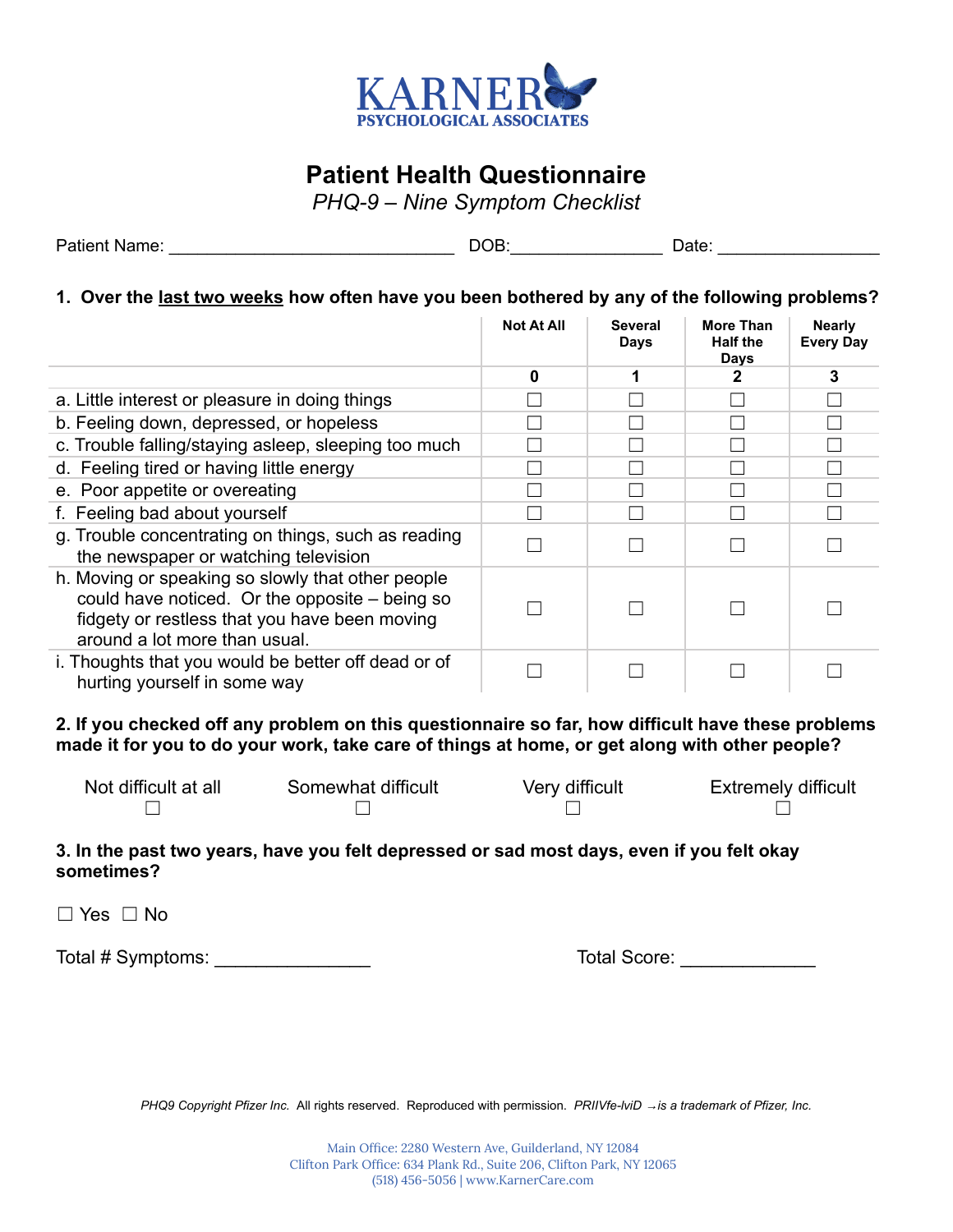KARNER PSYCHOLOGICAL ASSOCIATES

# Patient Health Questionnaire

*PHQ-9 – Nine Symptom Checklist*

Patient Name: ______________________________ DOB:________________ Date: _________________

**1. Over the <u>last two weeks</u> how often have you been bothered by any of the following problems?**

| | Not At All | Several Days | More Than Half the Days | Nearly Every Day |
|---|---|---|---|---|
| | 0 | 1 | 2 | 3 |
| a. Little interest or pleasure in doing things | ☐ | ☐ | ☐ | ☐ |
| b. Feeling down, depressed, or hopeless | ☐ | ☐ | ☐ | ☐ |
| c. Trouble falling/staying asleep, sleeping too much | ☐ | ☐ | ☐ | ☐ |
| d. Feeling tired or having little energy | ☐ | ☐ | ☐ | ☐ |
| e. Poor appetite or overeating | ☐ | ☐ | ☐ | ☐ |
| f. Feeling bad about yourself | ☐ | ☐ | ☐ | ☐ |
| g. Trouble concentrating on things, such as reading the newspaper or watching television | ☐ | ☐ | ☐ | ☐ |
| h. Moving or speaking so slowly that other people could have noticed. Or the opposite – being so fidgety or restless that you have been moving around a lot more than usual. | ☐ | ☐ | ☐ | ☐ |
| i. Thoughts that you would be better off dead or of hurting yourself in some way | ☐ | ☐ | ☐ | ☐ |

**2. If you checked off any problem on this questionnaire so far, how difficult have these problems made it for you to do your work, take care of things at home, or get along with other people?**

| Not difficult at all | Somewhat difficult | Very difficult | Extremely difficult |
|---|---|---|---|
| ☐ | ☐ | ☐ | ☐ |

**3. In the past two years, have you felt depressed or sad most days, even if you felt okay sometimes?**

☐ Yes ☐ No

Total # Symptoms: _______________ Total Score: _____________

*PHQ9 Copyright Pfizer Inc.* All rights reserved. Reproduced with permission. *PRIIVfe-lviD →is a trademark of Pfizer, Inc.*

Main Office: 2280 Western Ave, Guilderland, NY 12084
Clifton Park Office: 634 Plank Rd., Suite 206, Clifton Park, NY 12065
(518) 456-5056 | www.KarnerCare.com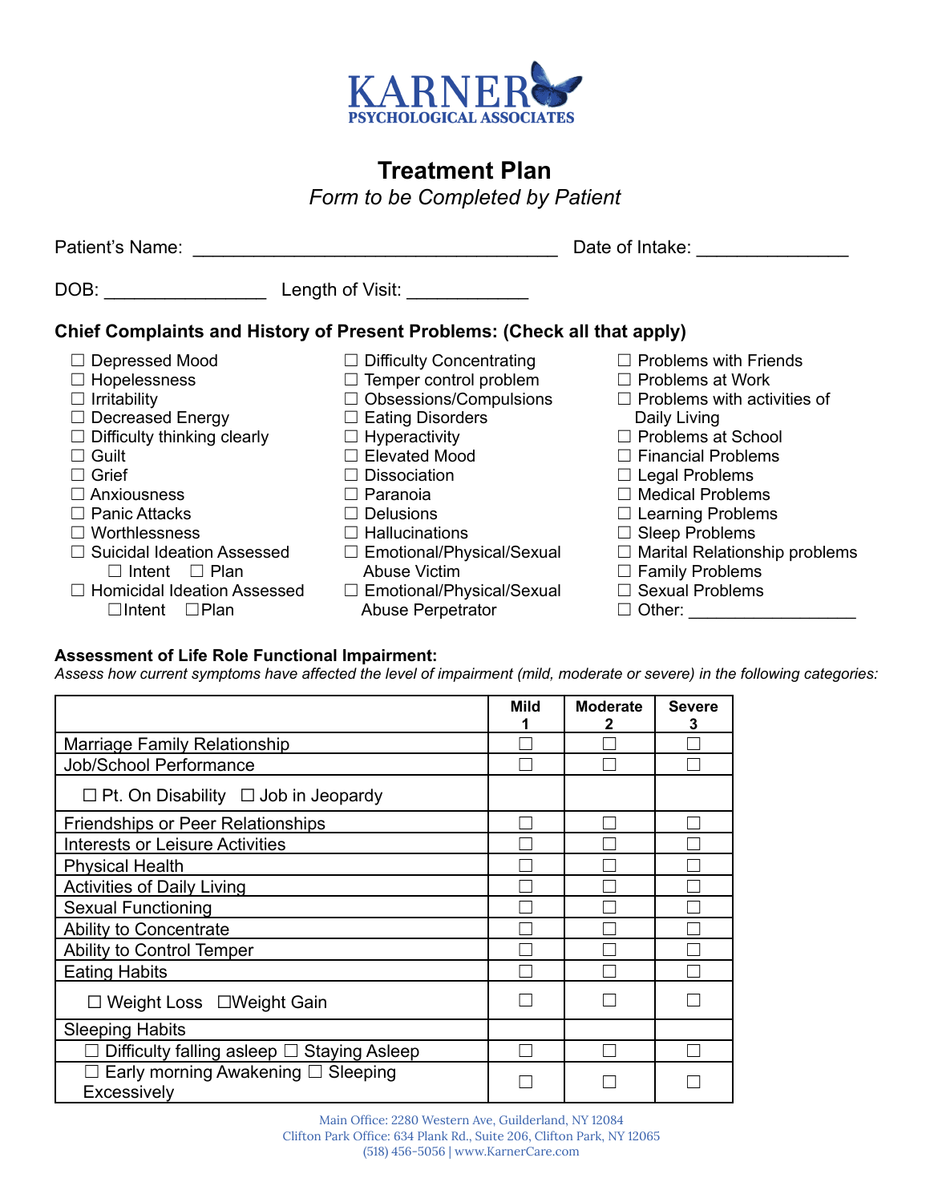**KARNER**
**PSYCHOLOGICAL ASSOCIATES**

# Treatment Plan

*Form to be Completed by Patient*

Patient's Name: ___________________________________ Date of Intake: ______________

DOB: ________________ Length of Visit: ____________

### Chief Complaints and History of Present Problems: (Check all that apply)

- ☐ Depressed Mood
- ☐ Hopelessness
- ☐ Irritability
- ☐ Decreased Energy
- ☐ Difficulty thinking clearly
- ☐ Guilt
- ☐ Grief
- ☐ Anxiousness
- ☐ Panic Attacks
- ☐ Worthlessness
- ☐ Suicidal Ideation Assessed
  - ☐ Intent ☐ Plan
- ☐ Homicidal Ideation Assessed
  - ☐Intent ☐Plan
- ☐ Difficulty Concentrating
- ☐ Temper control problem
- ☐ Obsessions/Compulsions
- ☐ Eating Disorders
- ☐ Hyperactivity
- ☐ Elevated Mood
- ☐ Dissociation
- ☐ Paranoia
- ☐ Delusions
- ☐ Hallucinations
- ☐ Emotional/Physical/Sexual Abuse Victim
- ☐ Emotional/Physical/Sexual Abuse Perpetrator
- ☐ Problems with Friends
- ☐ Problems at Work
- ☐ Problems with activities of Daily Living
- ☐ Problems at School
- ☐ Financial Problems
- ☐ Legal Problems
- ☐ Medical Problems
- ☐ Learning Problems
- ☐ Sleep Problems
- ☐ Marital Relationship problems
- ☐ Family Problems
- ☐ Sexual Problems
- ☐ Other: __________________

### Assessment of Life Role Functional Impairment:

*Assess how current symptoms have affected the level of impairment (mild, moderate or severe) in the following categories:*

| | Mild 1 | Moderate 2 | Severe 3 |
|---|---|---|---|
| Marriage Family Relationship | ☐ | ☐ | ☐ |
| Job/School Performance | ☐ | ☐ | ☐ |
| ☐ Pt. On Disability ☐ Job in Jeopardy | | | |
| Friendships or Peer Relationships | ☐ | ☐ | ☐ |
| Interests or Leisure Activities | ☐ | ☐ | ☐ |
| Physical Health | ☐ | ☐ | ☐ |
| Activities of Daily Living | ☐ | ☐ | ☐ |
| Sexual Functioning | ☐ | ☐ | ☐ |
| Ability to Concentrate | ☐ | ☐ | ☐ |
| Ability to Control Temper | ☐ | ☐ | ☐ |
| Eating Habits | ☐ | ☐ | ☐ |
| ☐ Weight Loss ☐Weight Gain | ☐ | ☐ | ☐ |
| Sleeping Habits | | | |
| ☐ Difficulty falling asleep ☐ Staying Asleep | ☐ | ☐ | ☐ |
| ☐ Early morning Awakening ☐ Sleeping Excessively | ☐ | ☐ | ☐ |

Main Office: 2280 Western Ave, Guilderland, NY 12084
Clifton Park Office: 634 Plank Rd., Suite 206, Clifton Park, NY 12065
(518) 456-5056 | www.KarnerCare.com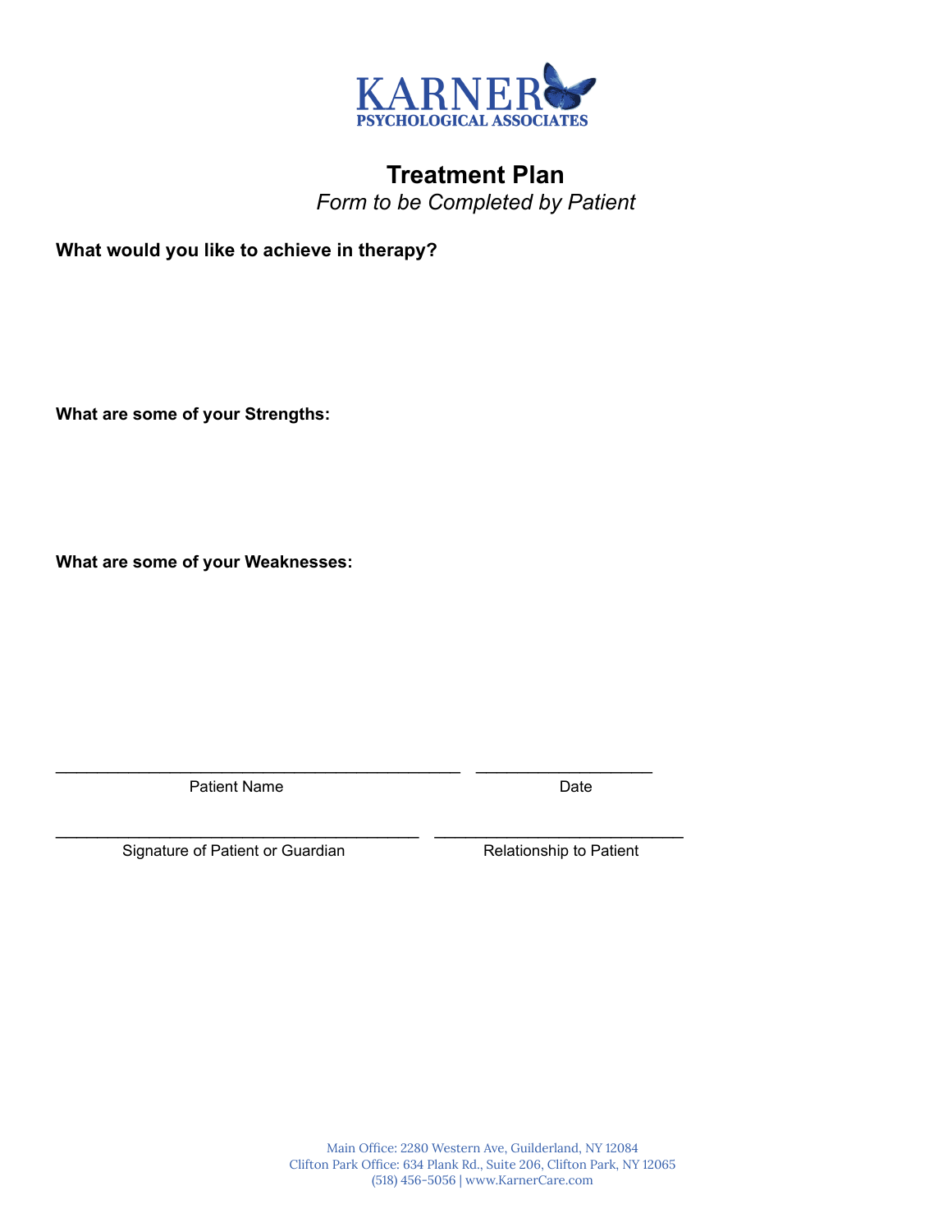KARNER
PSYCHOLOGICAL ASSOCIATES

# Treatment Plan

*Form to be Completed by Patient*

**What would you like to achieve in therapy?**

**What are some of your Strengths:**

**What are some of your Weaknesses:**

_____________________________________________ ___________________
Patient Name Date

________________________________________ ___________________________
Signature of Patient or Guardian Relationship to Patient

Main Office: 2280 Western Ave, Guilderland, NY 12084
Clifton Park Office: 634 Plank Rd., Suite 206, Clifton Park, NY 12065
(518) 456-5056 | www.KarnerCare.com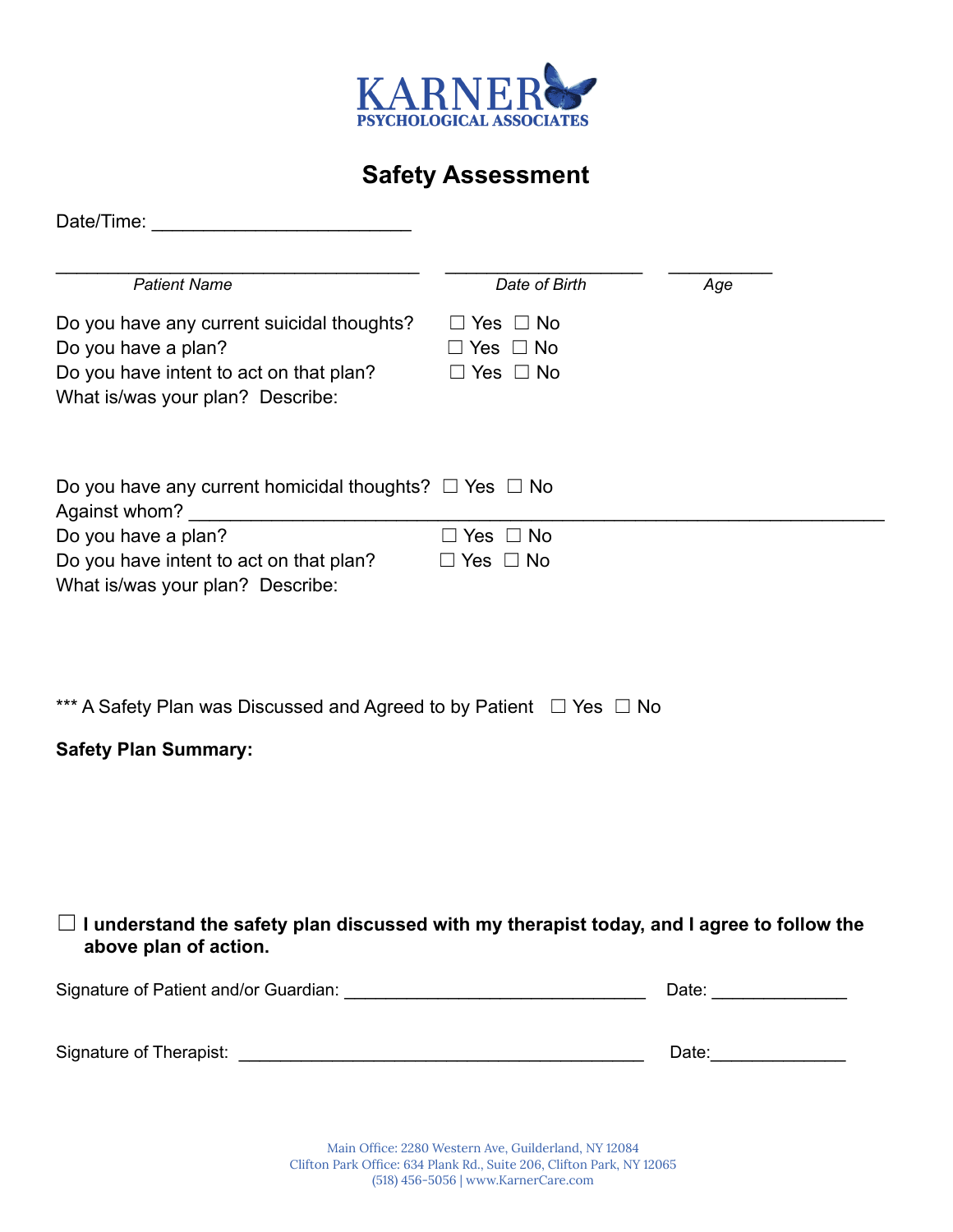KARNER
PSYCHOLOGICAL ASSOCIATES

# Safety Assessment

Date/Time: ___________________________

_______________________________________ _____________________ ___________
*Patient Name* *Date of Birth* *Age*

Do you have any current suicidal thoughts? ☐ Yes ☐ No
Do you have a plan? ☐ Yes ☐ No
Do you have intent to act on that plan? ☐ Yes ☐ No
What is/was your plan? Describe:

Do you have any current homicidal thoughts? ☐ Yes ☐ No
Against whom? ______________________________________________________________________
Do you have a plan? ☐ Yes ☐ No
Do you have intent to act on that plan? ☐ Yes ☐ No
What is/was your plan? Describe:

*** A Safety Plan was Discussed and Agreed to by Patient ☐ Yes ☐ No

**Safety Plan Summary:**

☐ **I understand the safety plan discussed with my therapist today, and I agree to follow the above plan of action.**

Signature of Patient and/or Guardian: _________________________________ Date: ______________

Signature of Therapist: ____________________________________________ Date:______________

Main Office: 2280 Western Ave, Guilderland, NY 12084
Clifton Park Office: 634 Plank Rd., Suite 206, Clifton Park, NY 12065
(518) 456-5056 | www.KarnerCare.com